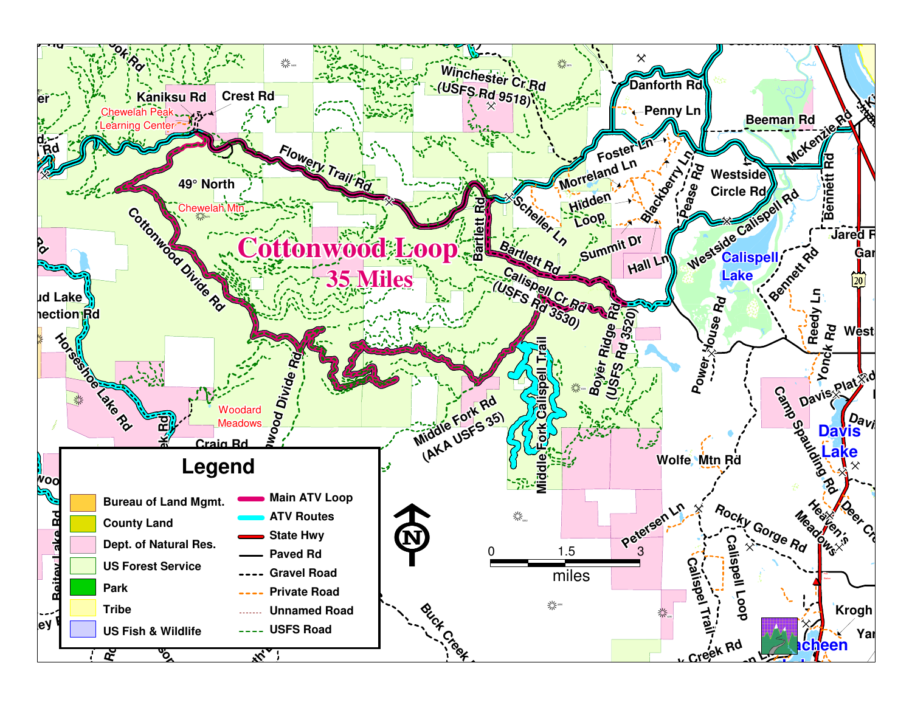# Cottonwood Loop

## 35 Miles

Kaniksu Rd

Crest Rd

Chewelah Peak Learning Center

Winchester Cr Rd (USFS Rd 9518)

Danforth Rd

Penny Ln

Beeman Rd

McKenzie Rd

Flowery Trail Rd

49° North

Chewelah Mtn

Foster Ln

Morreland Ln

Hidden Loop

Blackberry Ln

Pease Rd

Westside Circle Rd

Bennett Rd

Scheller Ln

Bartlett Rd

Summit Dr

Hall Ln

Westside Calispell Rd

Calispell Lake

Jared Rd

Cottonwood Divide Rd

Calispell Cr Rd (USFS Rd 3530)

Boyer Ridge Rd (USFS Rd 3520)

Power House Rd

Reedy Ln

Yonck Rd

Horseshoe Lake Rd

Woodard Meadows

Middle Fork Rd (AKA USFS 35)

Middle Fork Calispell Trail

Davis Plat Rd

Camp Spaulding Rd

Davis Lake

Wolfe Mtn Rd

Craig Rd

Petersen Ln

Rocky Gorge Rd

Heaven's Meadows

Deer Cr

Calispell Trail

Calispell Loop

Buck Creek Rd

Krogh

## Legend

| Land Ownership | Line Type |
| --- | --- |
| Bureau of Land Mgmt. | Main ATV Loop |
| County Land | ATV Routes |
| Dept. of Natural Res. | State Hwy |
| US Forest Service | Paved Rd |
| Park | Gravel Road |
| Tribe | Private Road |
| US Fish & Wildlife | Unnamed Road |
| | USFS Road |

0 1.5 3 miles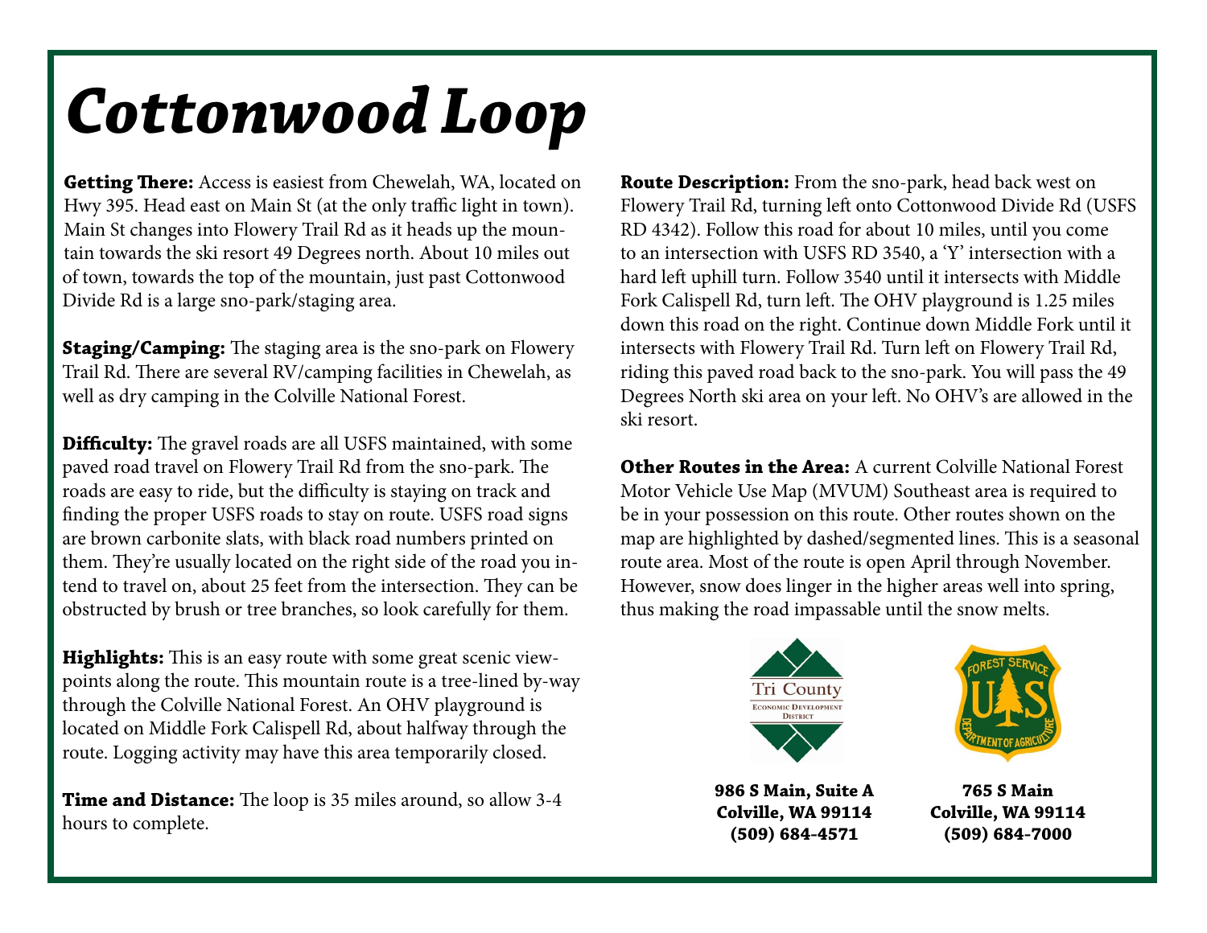# Cottonwood Loop

**Getting There:** Access is easiest from Chewelah, WA, located on Hwy 395. Head east on Main St (at the only traffic light in town). Main St changes into Flowery Trail Rd as it heads up the mountain towards the ski resort 49 Degrees north. About 10 miles out of town, towards the top of the mountain, just past Cottonwood Divide Rd is a large sno-park/staging area.

**Staging/Camping:** The staging area is the sno-park on Flowery Trail Rd. There are several RV/camping facilities in Chewelah, as well as dry camping in the Colville National Forest.

**Difficulty:** The gravel roads are all USFS maintained, with some paved road travel on Flowery Trail Rd from the sno-park. The roads are easy to ride, but the difficulty is staying on track and finding the proper USFS roads to stay on route. USFS road signs are brown carbonite slats, with black road numbers printed on them. They're usually located on the right side of the road you intend to travel on, about 25 feet from the intersection. They can be obstructed by brush or tree branches, so look carefully for them.

**Highlights:** This is an easy route with some great scenic viewpoints along the route. This mountain route is a tree-lined by-way through the Colville National Forest. An OHV playground is located on Middle Fork Calispell Rd, about halfway through the route. Logging activity may have this area temporarily closed.

**Time and Distance:** The loop is 35 miles around, so allow 3-4 hours to complete.

**Route Description:** From the sno-park, head back west on Flowery Trail Rd, turning left onto Cottonwood Divide Rd (USFS RD 4342). Follow this road for about 10 miles, until you come to an intersection with USFS RD 3540, a 'Y' intersection with a hard left uphill turn. Follow 3540 until it intersects with Middle Fork Calispell Rd, turn left. The OHV playground is 1.25 miles down this road on the right. Continue down Middle Fork until it intersects with Flowery Trail Rd. Turn left on Flowery Trail Rd, riding this paved road back to the sno-park. You will pass the 49 Degrees North ski area on your left. No OHV's are allowed in the ski resort.

**Other Routes in the Area:** A current Colville National Forest Motor Vehicle Use Map (MVUM) Southeast area is required to be in your possession on this route. Other routes shown on the map are highlighted by dashed/segmented lines. This is a seasonal route area. Most of the route is open April through November. However, snow does linger in the higher areas well into spring, thus making the road impassable until the snow melts.

Tri County Economic Development District

**986 S Main, Suite A**
**Colville, WA 99114**
**(509) 684-4571**

Forest Service U.S. Department of Agriculture

**765 S Main**
**Colville, WA 99114**
**(509) 684-7000**